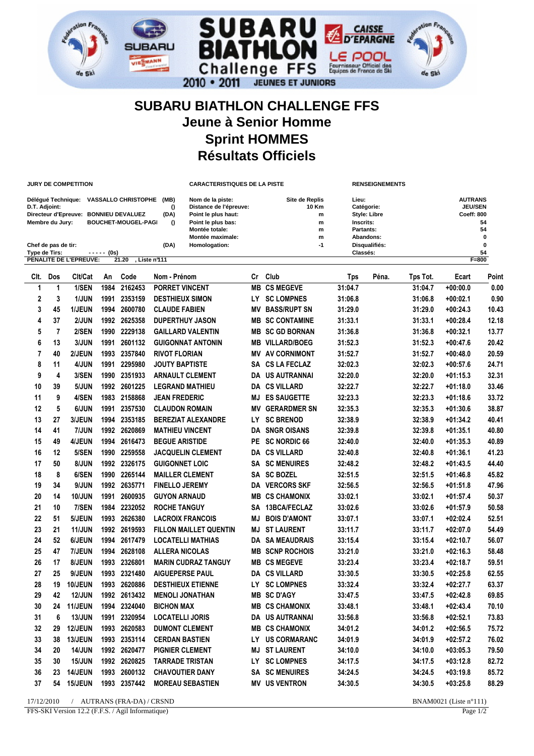# SUBARU BIATHLON CHALLENGE FFS

## Jeune à Senior Homme

## Sprint HOMMES

## Résultats Officiels

**JURY DE COMPETITION**

Délégué Technique: VASSALLO CHRISTOPHE (MB)
D.T. Adjoint: ()
Directeur d'Epreuve: BONNIEU DEVALUEZ (DA)
Membre du Jury: BOUCHET-MOUGEL-PAGI ()

Chef de pas de tir: (DA)
Type de Tirs: ----- (0s)
PENALITE DE L'EPREUVE: 21.20 , Liste n°111

**CARACTERISTIQUES DE LA PISTE**

Nom de la piste: Site de Replis
Distance de l'épreuve: 10 Km
Point le plus haut: m
Point le plus bas: m
Montée totale: m
Montée maximale: m
Homologation: -1

**RENSEIGNEMENTS**

Lieu: AUTRANS
Catégorie: JEU/SEN
Style: Libre
Coeff: 800
Inscrits: 54
Partants: 54
Abandons: 0
Disqualifiés: 0
Classés: 54
F=800

| Clt. | Dos | Clt/Cat | An | Code | Nom - Prénom | Cr | Club | Tps | Péna. | Tps Tot. | Ecart | Point |
|---|---|---|---|---|---|---|---|---|---|---|---|---|
| 1 | 1 | 1/SEN | 1984 | 2162453 | PORRET VINCENT | MB | CS MEGEVE | 31:04.7 | | 31:04.7 | +00:00.0 | 0.00 |
| 2 | 3 | 1/JUN | 1991 | 2353159 | DESTHIEUX SIMON | LY | SC LOMPNES | 31:06.8 | | 31:06.8 | +00:02.1 | 0.90 |
| 3 | 45 | 1/JEUN | 1994 | 2600780 | CLAUDE FABIEN | MV | BASS/RUPT SN | 31:29.0 | | 31:29.0 | +00:24.3 | 10.43 |
| 4 | 37 | 2/JUN | 1992 | 2625358 | DUPERTHUY JASON | MB | SC CONTAMINE | 31:33.1 | | 31:33.1 | +00:28.4 | 12.18 |
| 5 | 7 | 2/SEN | 1990 | 2229138 | GAILLARD VALENTIN | MB | SC GD BORNAN | 31:36.8 | | 31:36.8 | +00:32.1 | 13.77 |
| 6 | 13 | 3/JUN | 1991 | 2601132 | GUIGONNAT ANTONIN | MB | VILLARD/BOEG | 31:52.3 | | 31:52.3 | +00:47.6 | 20.42 |
| 7 | 40 | 2/JEUN | 1993 | 2357840 | RIVOT FLORIAN | MV | AV CORNIMONT | 31:52.7 | | 31:52.7 | +00:48.0 | 20.59 |
| 8 | 11 | 4/JUN | 1991 | 2295980 | JOUTY BAPTISTE | SA | CS LA FECLAZ | 32:02.3 | | 32:02.3 | +00:57.6 | 24.71 |
| 9 | 4 | 3/SEN | 1990 | 2351933 | ARNAULT CLEMENT | DA | US AUTRANNAI | 32:20.0 | | 32:20.0 | +01:15.3 | 32.31 |
| 10 | 39 | 5/JUN | 1992 | 2601225 | LEGRAND MATHIEU | DA | CS VILLARD | 32:22.7 | | 32:22.7 | +01:18.0 | 33.46 |
| 11 | 9 | 4/SEN | 1983 | 2158868 | JEAN FREDERIC | MJ | ES SAUGETTE | 32:23.3 | | 32:23.3 | +01:18.6 | 33.72 |
| 12 | 5 | 6/JUN | 1991 | 2357530 | CLAUDON ROMAIN | MV | GERARDMER SN | 32:35.3 | | 32:35.3 | +01:30.6 | 38.87 |
| 13 | 27 | 3/JEUN | 1994 | 2353185 | BEREZIAT ALEXANDRE | LY | SC BRENOD | 32:38.9 | | 32:38.9 | +01:34.2 | 40.41 |
| 14 | 41 | 7/JUN | 1992 | 2620869 | MATHIEU VINCENT | DA | SNGR OISANS | 32:39.8 | | 32:39.8 | +01:35.1 | 40.80 |
| 15 | 49 | 4/JEUN | 1994 | 2616473 | BEGUE ARISTIDE | PE | SC NORDIC 66 | 32:40.0 | | 32:40.0 | +01:35.3 | 40.89 |
| 16 | 12 | 5/SEN | 1990 | 2259558 | JACQUELIN CLEMENT | DA | CS VILLARD | 32:40.8 | | 32:40.8 | +01:36.1 | 41.23 |
| 17 | 50 | 8/JUN | 1992 | 2326175 | GUIGONNET LOIC | SA | SC MENUIRES | 32:48.2 | | 32:48.2 | +01:43.5 | 44.40 |
| 18 | 8 | 6/SEN | 1990 | 2265144 | MAILLER CLEMENT | SA | SC BOZEL | 32:51.5 | | 32:51.5 | +01:46.8 | 45.82 |
| 19 | 34 | 9/JUN | 1992 | 2635771 | FINELLO JEREMY | DA | VERCORS SKF | 32:56.5 | | 32:56.5 | +01:51.8 | 47.96 |
| 20 | 14 | 10/JUN | 1991 | 2600935 | GUYON ARNAUD | MB | CS CHAMONIX | 33:02.1 | | 33:02.1 | +01:57.4 | 50.37 |
| 21 | 10 | 7/SEN | 1984 | 2232052 | ROCHE TANGUY | SA | 13BCA/FECLAZ | 33:02.6 | | 33:02.6 | +01:57.9 | 50.58 |
| 22 | 51 | 5/JEUN | 1993 | 2626380 | LACROIX FRANCOIS | MJ | BOIS D'AMONT | 33:07.1 | | 33:07.1 | +02:02.4 | 52.51 |
| 23 | 21 | 11/JUN | 1992 | 2619593 | FILLON MAILLET QUENTIN | MJ | ST LAURENT | 33:11.7 | | 33:11.7 | +02:07.0 | 54.49 |
| 24 | 52 | 6/JEUN | 1994 | 2617479 | LOCATELLI MATHIAS | DA | SA MEAUDRAIS | 33:15.4 | | 33:15.4 | +02:10.7 | 56.07 |
| 25 | 47 | 7/JEUN | 1994 | 2628108 | ALLERA NICOLAS | MB | SCNP ROCHOIS | 33:21.0 | | 33:21.0 | +02:16.3 | 58.48 |
| 26 | 17 | 8/JEUN | 1993 | 2326801 | MARIN CUDRAZ TANGUY | MB | CS MEGEVE | 33:23.4 | | 33:23.4 | +02:18.7 | 59.51 |
| 27 | 25 | 9/JEUN | 1993 | 2321480 | AIGUEPERSE PAUL | DA | CS VILLARD | 33:30.5 | | 33:30.5 | +02:25.8 | 62.55 |
| 28 | 19 | 10/JEUN | 1993 | 2620886 | DESTHIEUX ETIENNE | LY | SC LOMPNES | 33:32.4 | | 33:32.4 | +02:27.7 | 63.37 |
| 29 | 42 | 12/JUN | 1992 | 2613432 | MENOLI JONATHAN | MB | SC D'AGY | 33:47.5 | | 33:47.5 | +02:42.8 | 69.85 |
| 30 | 24 | 11/JEUN | 1994 | 2324040 | BICHON MAX | MB | CS CHAMONIX | 33:48.1 | | 33:48.1 | +02:43.4 | 70.10 |
| 31 | 6 | 13/JUN | 1991 | 2320954 | LOCATELLI JORIS | DA | US AUTRANNAI | 33:56.8 | | 33:56.8 | +02:52.1 | 73.83 |
| 32 | 29 | 12/JEUN | 1993 | 2620583 | DUMONT CLEMENT | MB | CS CHAMONIX | 34:01.2 | | 34:01.2 | +02:56.5 | 75.72 |
| 33 | 38 | 13/JEUN | 1993 | 2353114 | CERDAN BASTIEN | LY | US CORMARANC | 34:01.9 | | 34:01.9 | +02:57.2 | 76.02 |
| 34 | 20 | 14/JUN | 1992 | 2620477 | PIGNIER CLEMENT | MJ | ST LAURENT | 34:10.0 | | 34:10.0 | +03:05.3 | 79.50 |
| 35 | 30 | 15/JUN | 1992 | 2620825 | TARRADE TRISTAN | LY | SC LOMPNES | 34:17.5 | | 34:17.5 | +03:12.8 | 82.72 |
| 36 | 23 | 14/JEUN | 1993 | 2600132 | CHAVOUTIER DANY | SA | SC MENUIRES | 34:24.5 | | 34:24.5 | +03:19.8 | 85.72 |
| 37 | 54 | 15/JEUN | 1993 | 2357442 | MOREAU SEBASTIEN | MV | US VENTRON | 34:30.5 | | 34:30.5 | +03:25.8 | 88.29 |

17/12/2010 / AUTRANS (FRA-DA) / CRSND — BNAM0021 (Liste n°111)

FFS-SKI Version 12.2 (F.F.S. / Agil Informatique)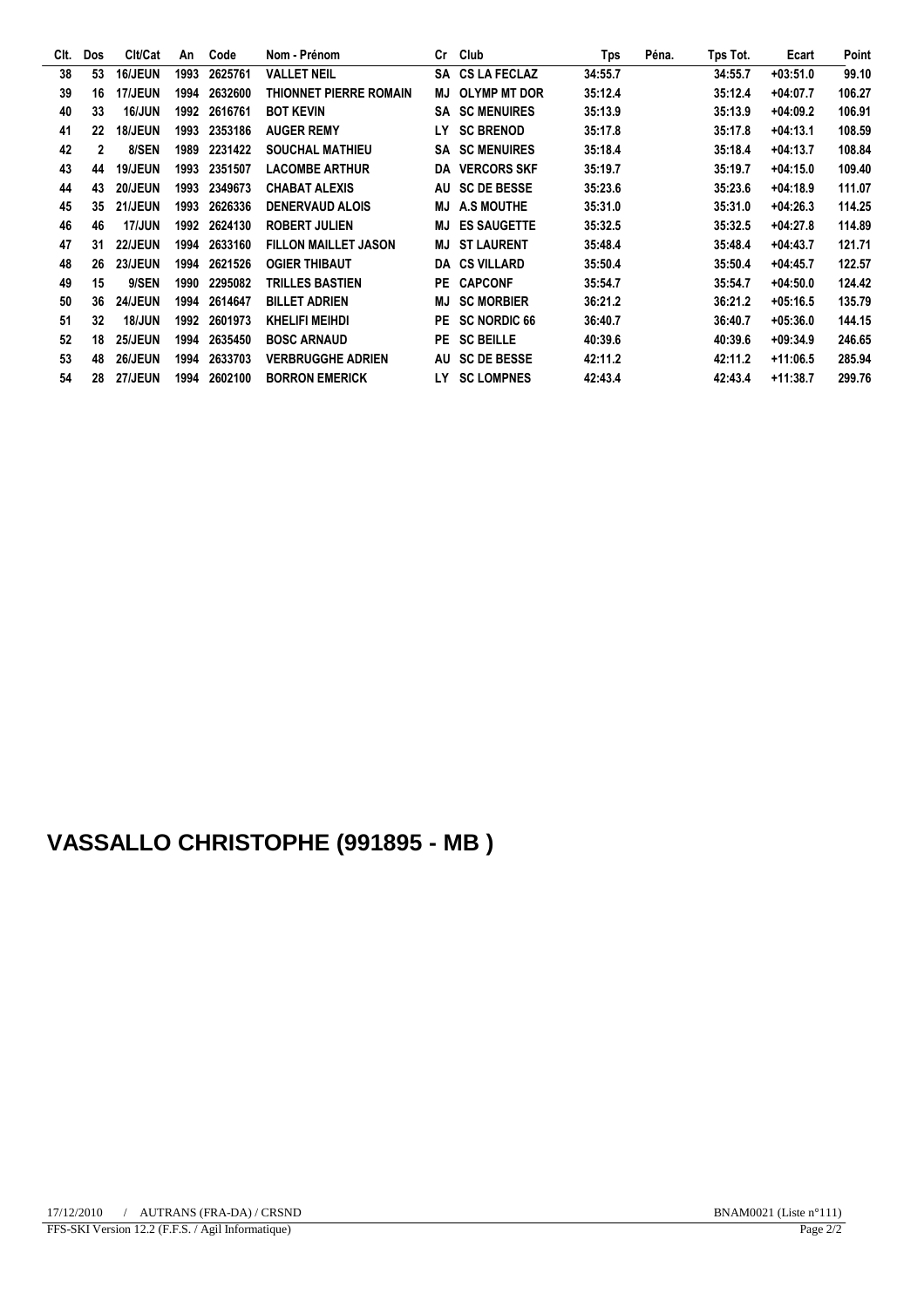| Clt. | Dos | Clt/Cat | An | Code | Nom - Prénom | Cr | Club | Tps | Péna. | Tps Tot. | Ecart | Point |
|---|---|---|---|---|---|---|---|---|---|---|---|---|
| 38 | 53 | 16/JEUN | 1993 | 2625761 | VALLET NEIL | SA | CS LA FECLAZ | 34:55.7 | | 34:55.7 | +03:51.0 | 99.10 |
| 39 | 16 | 17/JEUN | 1994 | 2632600 | THIONNET PIERRE ROMAIN | MJ | OLYMP MT DOR | 35:12.4 | | 35:12.4 | +04:07.7 | 106.27 |
| 40 | 33 | 16/JUN | 1992 | 2616761 | BOT KEVIN | SA | SC MENUIRES | 35:13.9 | | 35:13.9 | +04:09.2 | 106.91 |
| 41 | 22 | 18/JEUN | 1993 | 2353186 | AUGER REMY | LY | SC BRENOD | 35:17.8 | | 35:17.8 | +04:13.1 | 108.59 |
| 42 | 2 | 8/SEN | 1989 | 2231422 | SOUCHAL MATHIEU | SA | SC MENUIRES | 35:18.4 | | 35:18.4 | +04:13.7 | 108.84 |
| 43 | 44 | 19/JEUN | 1993 | 2351507 | LACOMBE ARTHUR | DA | VERCORS SKF | 35:19.7 | | 35:19.7 | +04:15.0 | 109.40 |
| 44 | 43 | 20/JEUN | 1993 | 2349673 | CHABAT ALEXIS | AU | SC DE BESSE | 35:23.6 | | 35:23.6 | +04:18.9 | 111.07 |
| 45 | 35 | 21/JEUN | 1993 | 2626336 | DENERVAUD ALOIS | MJ | A.S MOUTHE | 35:31.0 | | 35:31.0 | +04:26.3 | 114.25 |
| 46 | 46 | 17/JUN | 1992 | 2624130 | ROBERT JULIEN | MJ | ES SAUGETTE | 35:32.5 | | 35:32.5 | +04:27.8 | 114.89 |
| 47 | 31 | 22/JEUN | 1994 | 2633160 | FILLON MAILLET JASON | MJ | ST LAURENT | 35:48.4 | | 35:48.4 | +04:43.7 | 121.71 |
| 48 | 26 | 23/JEUN | 1994 | 2621526 | OGIER THIBAUT | DA | CS VILLARD | 35:50.4 | | 35:50.4 | +04:45.7 | 122.57 |
| 49 | 15 | 9/SEN | 1990 | 2295082 | TRILLES BASTIEN | PE | CAPCONF | 35:54.7 | | 35:54.7 | +04:50.0 | 124.42 |
| 50 | 36 | 24/JEUN | 1994 | 2614647 | BILLET ADRIEN | MJ | SC MORBIER | 36:21.2 | | 36:21.2 | +05:16.5 | 135.79 |
| 51 | 32 | 18/JUN | 1992 | 2601973 | KHELIFI MEIHDI | PE | SC NORDIC 66 | 36:40.7 | | 36:40.7 | +05:36.0 | 144.15 |
| 52 | 18 | 25/JEUN | 1994 | 2635450 | BOSC ARNAUD | PE | SC BEILLE | 40:39.6 | | 40:39.6 | +09:34.9 | 246.65 |
| 53 | 48 | 26/JEUN | 1994 | 2633703 | VERBRUGGHE ADRIEN | AU | SC DE BESSE | 42:11.2 | | 42:11.2 | +11:06.5 | 285.94 |
| 54 | 28 | 27/JEUN | 1994 | 2602100 | BORRON EMERICK | LY | SC LOMPNES | 42:43.4 | | 42:43.4 | +11:38.7 | 299.76 |

## VASSALLO CHRISTOPHE (991895 - MB )

17/12/2010 / AUTRANS (FRA-DA) / CRSND BNAM0021 (Liste n°111)

FFS-SKI Version 12.2 (F.F.S. / Agil Informatique)